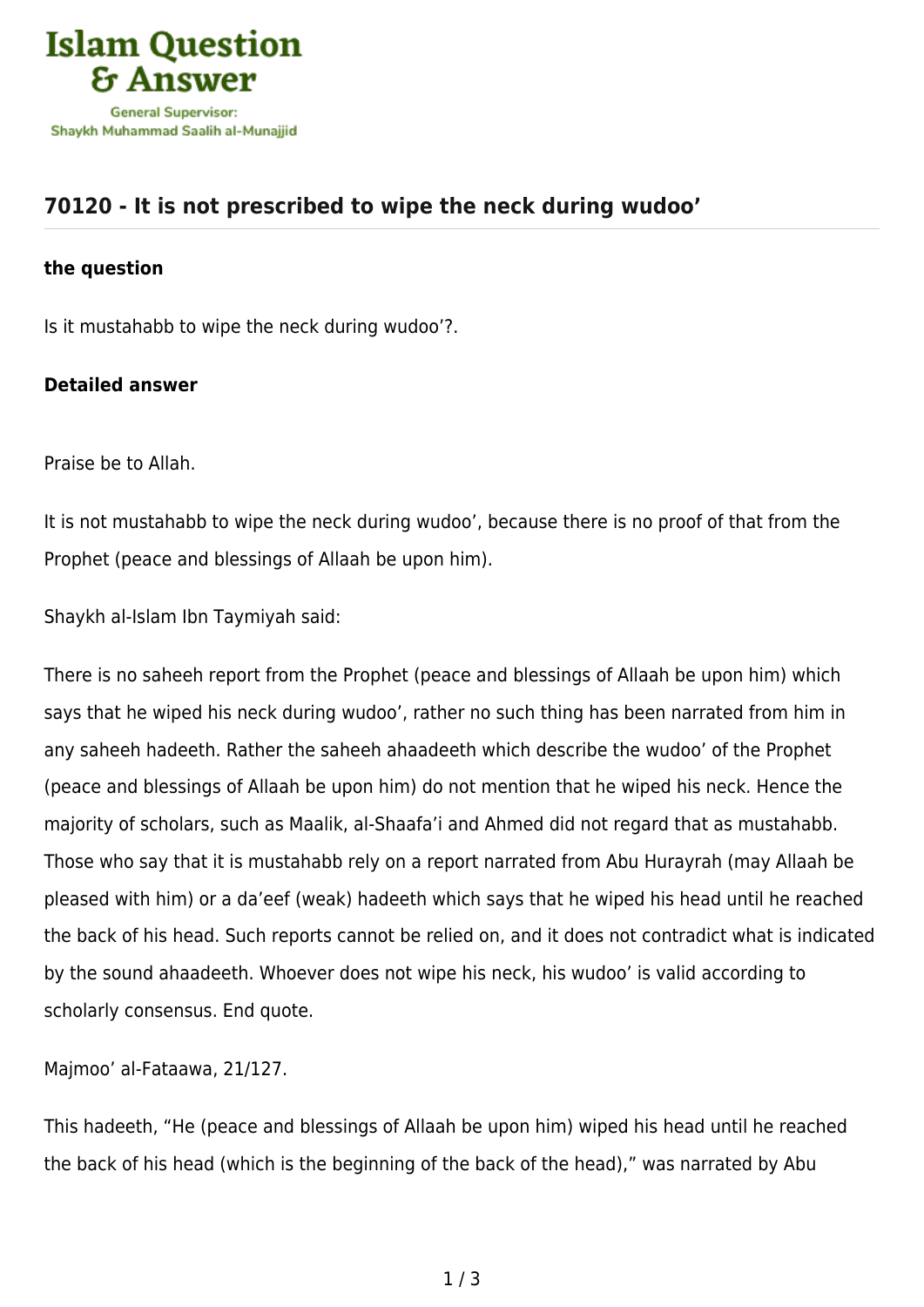# 70120 - It is not prescribed to wipe the neck during wudoo'

### the question

Is it mustahabb to wipe the neck during wudoo'?.

### Detailed answer

Praise be to Allah.

It is not mustahabb to wipe the neck during wudoo', because there is no proof of that from the Prophet (peace and blessings of Allaah be upon him).

Shaykh al-Islam Ibn Taymiyah said:

There is no saheeh report from the Prophet (peace and blessings of Allaah be upon him) which says that he wiped his neck during wudoo', rather no such thing has been narrated from him in any saheeh hadeeth. Rather the saheeh ahaadeeth which describe the wudoo' of the Prophet (peace and blessings of Allaah be upon him) do not mention that he wiped his neck. Hence the majority of scholars, such as Maalik, al-Shaafa'i and Ahmed did not regard that as mustahabb. Those who say that it is mustahabb rely on a report narrated from Abu Hurayrah (may Allaah be pleased with him) or a da'eef (weak) hadeeth which says that he wiped his head until he reached the back of his head. Such reports cannot be relied on, and it does not contradict what is indicated by the sound ahaadeeth. Whoever does not wipe his neck, his wudoo' is valid according to scholarly consensus. End quote.

Majmoo' al-Fataawa, 21/127.

This hadeeth, "He (peace and blessings of Allaah be upon him) wiped his head until he reached the back of his head (which is the beginning of the back of the head)," was narrated by Abu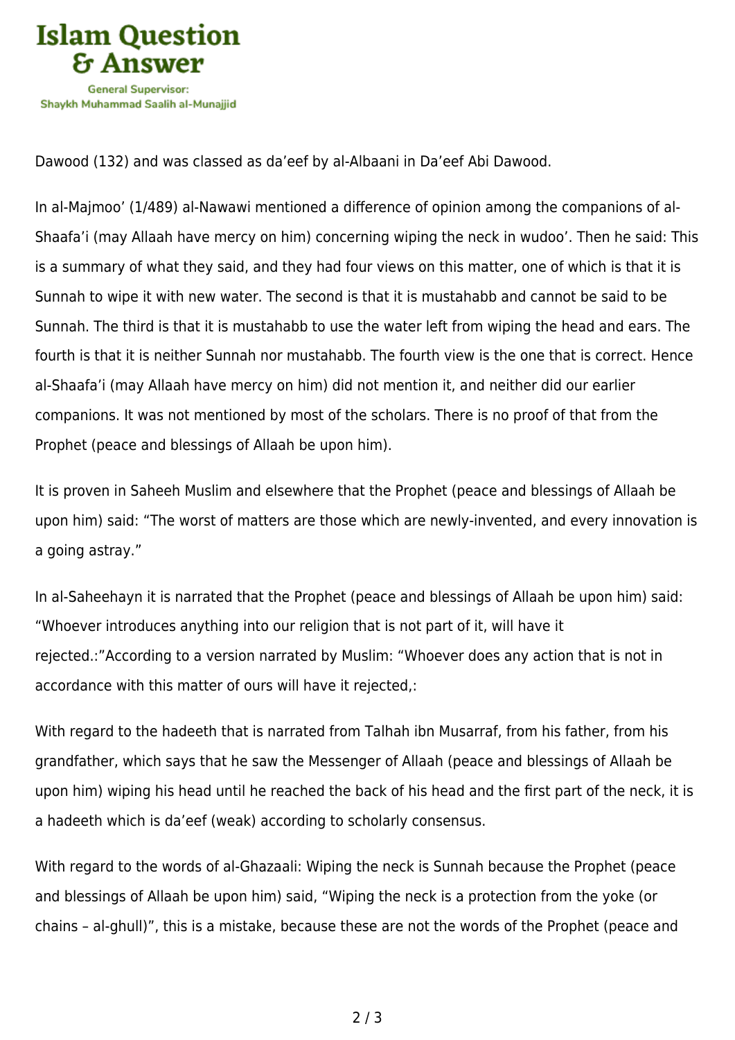Dawood (132) and was classed as da'eef by al-Albaani in Da'eef Abi Dawood.

In al-Majmoo' (1/489) al-Nawawi mentioned a difference of opinion among the companions of al-Shaafa'i (may Allaah have mercy on him) concerning wiping the neck in wudoo'. Then he said: This is a summary of what they said, and they had four views on this matter, one of which is that it is Sunnah to wipe it with new water. The second is that it is mustahabb and cannot be said to be Sunnah. The third is that it is mustahabb to use the water left from wiping the head and ears. The fourth is that it is neither Sunnah nor mustahabb. The fourth view is the one that is correct. Hence al-Shaafa'i (may Allaah have mercy on him) did not mention it, and neither did our earlier companions. It was not mentioned by most of the scholars. There is no proof of that from the Prophet (peace and blessings of Allaah be upon him).

It is proven in Saheeh Muslim and elsewhere that the Prophet (peace and blessings of Allaah be upon him) said: "The worst of matters are those which are newly-invented, and every innovation is a going astray."

In al-Saheehayn it is narrated that the Prophet (peace and blessings of Allaah be upon him) said: "Whoever introduces anything into our religion that is not part of it, will have it rejected.:"According to a version narrated by Muslim: "Whoever does any action that is not in accordance with this matter of ours will have it rejected,:

With regard to the hadeeth that is narrated from Talhah ibn Musarraf, from his father, from his grandfather, which says that he saw the Messenger of Allaah (peace and blessings of Allaah be upon him) wiping his head until he reached the back of his head and the first part of the neck, it is a hadeeth which is da'eef (weak) according to scholarly consensus.

With regard to the words of al-Ghazaali: Wiping the neck is Sunnah because the Prophet (peace and blessings of Allaah be upon him) said, "Wiping the neck is a protection from the yoke (or chains – al-ghull)", this is a mistake, because these are not the words of the Prophet (peace and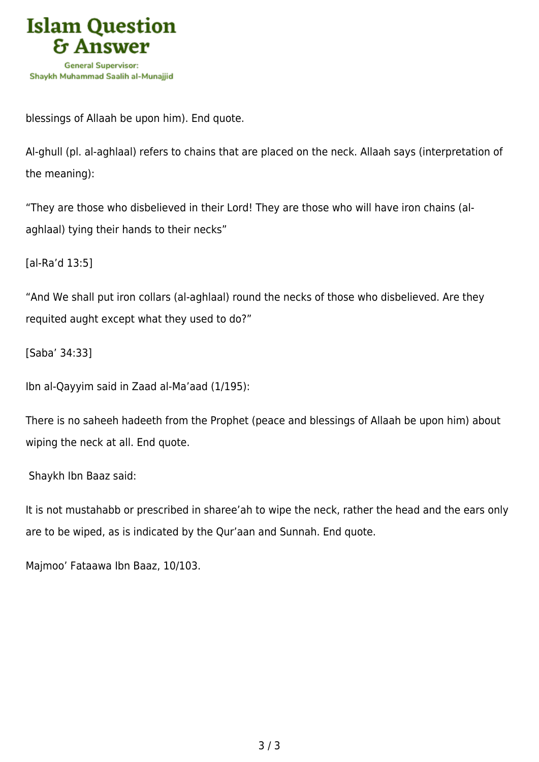blessings of Allaah be upon him). End quote.

Al-ghull (pl. al-aghlaal) refers to chains that are placed on the neck. Allaah says (interpretation of the meaning):

"They are those who disbelieved in their Lord! They are those who will have iron chains (al-aghlaal) tying their hands to their necks"

[al-Ra'd 13:5]

"And We shall put iron collars (al-aghlaal) round the necks of those who disbelieved. Are they requited aught except what they used to do?"

[Saba' 34:33]

Ibn al-Qayyim said in Zaad al-Ma'aad (1/195):

There is no saheeh hadeeth from the Prophet (peace and blessings of Allaah be upon him) about wiping the neck at all. End quote.

Shaykh Ibn Baaz said:

It is not mustahabb or prescribed in sharee'ah to wipe the neck, rather the head and the ears only are to be wiped, as is indicated by the Qur'aan and Sunnah. End quote.

Majmoo' Fataawa Ibn Baaz, 10/103.